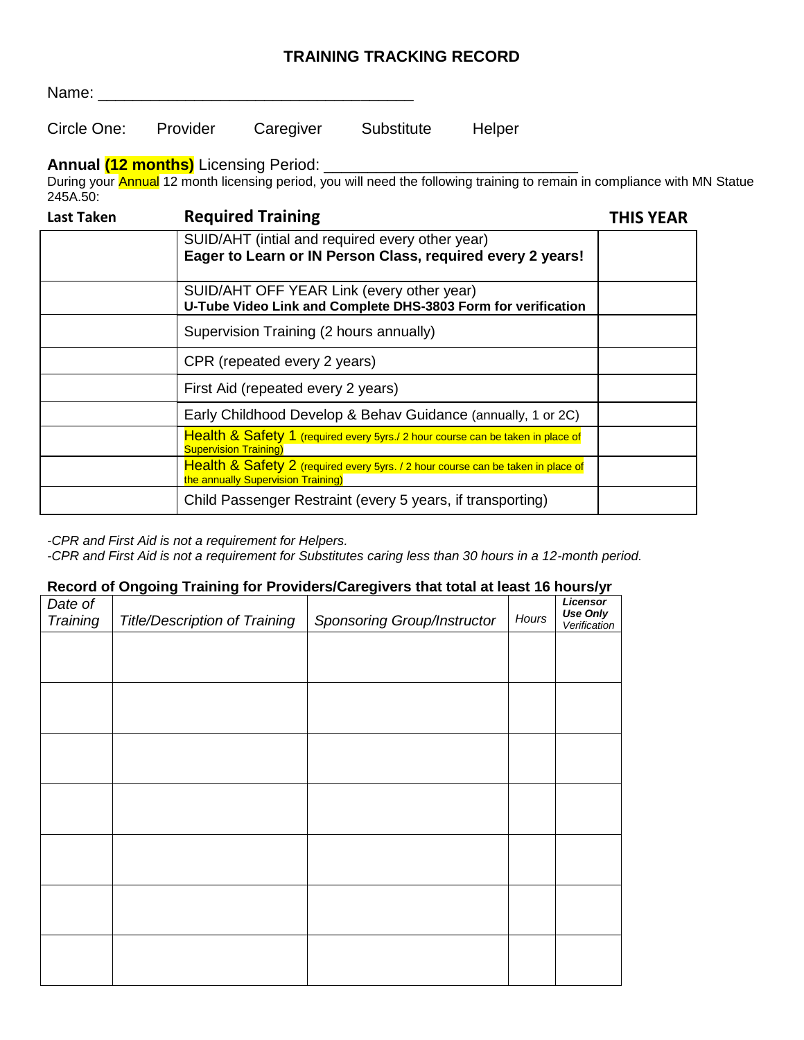# TRAINING TRACKING RECORD

Name: ___________________________________

Circle One: Provider Caregiver Substitute Helper

**Annual (12 months)** Licensing Period: ____________________________

During your Annual 12 month licensing period, you will need the following training to remain in compliance with MN Statue 245A.50:

| Last Taken | Required Training | THIS YEAR |
|---|---|---|
| | SUID/AHT (intial and required every other year) **Eager to Learn or IN Person Class, required every 2 years!** | |
| | SUID/AHT OFF YEAR Link (every other year) **U-Tube Video Link and Complete DHS-3803 Form for verification** | |
| | Supervision Training (2 hours annually) | |
| | CPR (repeated every 2 years) | |
| | First Aid (repeated every 2 years) | |
| | Early Childhood Develop & Behav Guidance (annually, 1 or 2C) | |
| | Health & Safety 1 (required every 5yrs./ 2 hour course can be taken in place of Supervision Training) | |
| | Health & Safety 2 (required every 5yrs. / 2 hour course can be taken in place of the annually Supervision Training) | |
| | Child Passenger Restraint (every 5 years, if transporting) | |

*-CPR and First Aid is not a requirement for Helpers.*

*-CPR and First Aid is not a requirement for Substitutes caring less than 30 hours in a 12-month period.*

**Record of Ongoing Training for Providers/Caregivers that total at least 16 hours/yr**

| *Date of Training* | *Title/Description of Training* | *Sponsoring Group/Instructor* | *Hours* | ***Licensor Use Only*** *Verification* |
|---|---|---|---|---|
| | | | | |
| | | | | |
| | | | | |
| | | | | |
| | | | | |
| | | | | |
| | | | | |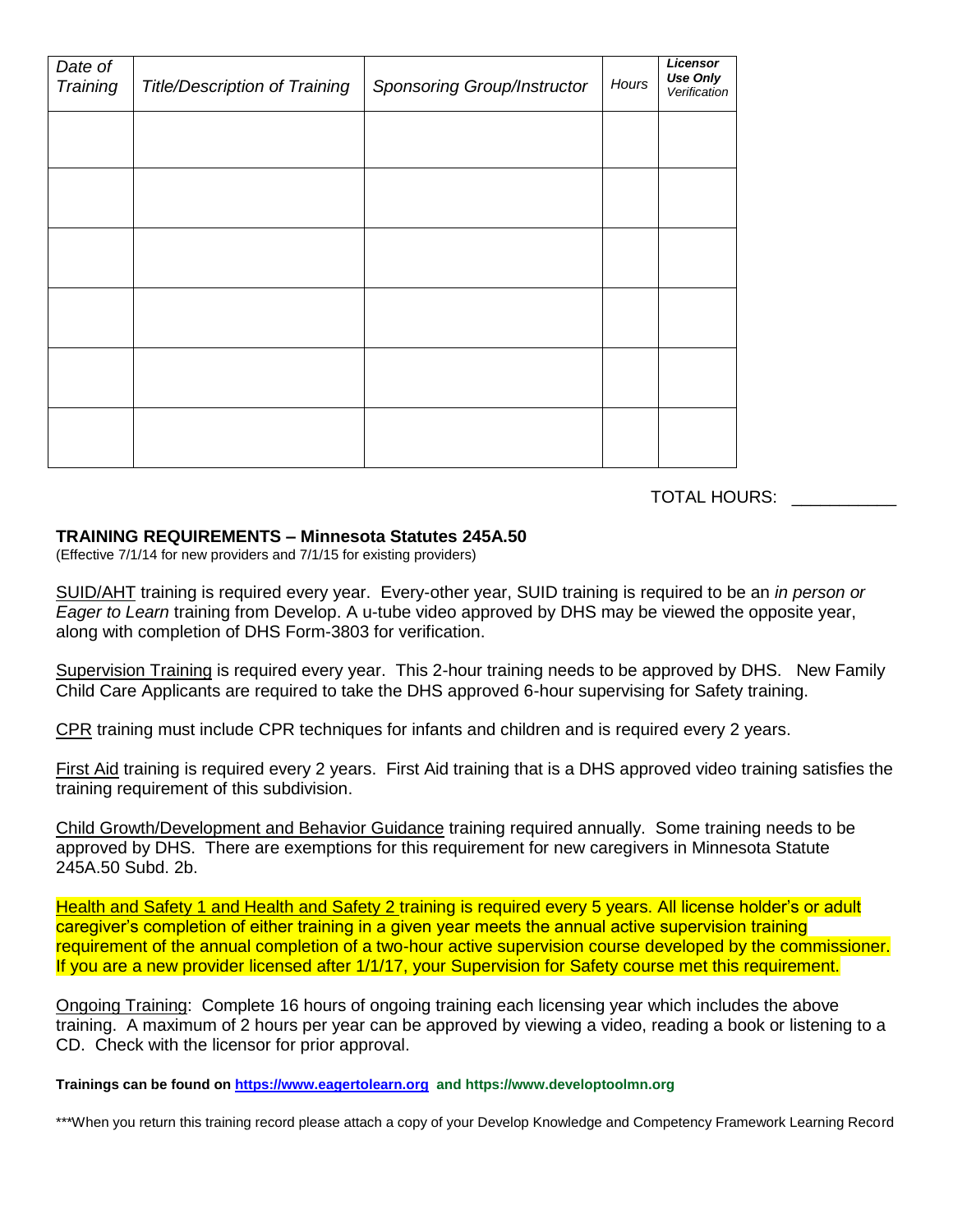| *Date of Training* | *Title/Description of Training* | *Sponsoring Group/Instructor* | *Hours* | ***Licensor Use Only*** *Verification* |
|---|---|---|---|---|
| | | | | |
| | | | | |
| | | | | |
| | | | | |
| | | | | |
| | | | | |

TOTAL HOURS: ___________

**TRAINING REQUIREMENTS – Minnesota Statutes 245A.50**
(Effective 7/1/14 for new providers and 7/1/15 for existing providers)

SUID/AHT training is required every year. Every-other year, SUID training is required to be an *in person or Eager to Learn* training from Develop. A u-tube video approved by DHS may be viewed the opposite year, along with completion of DHS Form-3803 for verification.

Supervision Training is required every year. This 2-hour training needs to be approved by DHS. New Family Child Care Applicants are required to take the DHS approved 6-hour supervising for Safety training.

CPR training must include CPR techniques for infants and children and is required every 2 years.

First Aid training is required every 2 years. First Aid training that is a DHS approved video training satisfies the training requirement of this subdivision.

Child Growth/Development and Behavior Guidance training required annually. Some training needs to be approved by DHS. There are exemptions for this requirement for new caregivers in Minnesota Statute 245A.50 Subd. 2b.

Health and Safety 1 and Health and Safety 2 training is required every 5 years. All license holder's or adult caregiver's completion of either training in a given year meets the annual active supervision training requirement of the annual completion of a two-hour active supervision course developed by the commissioner. If you are a new provider licensed after 1/1/17, your Supervision for Safety course met this requirement.

Ongoing Training: Complete 16 hours of ongoing training each licensing year which includes the above training. A maximum of 2 hours per year can be approved by viewing a video, reading a book or listening to a CD. Check with the licensor for prior approval.

**Trainings can be found on https://www.eagertolearn.org and https://www.developtoolmn.org**

***When you return this training record please attach a copy of your Develop Knowledge and Competency Framework Learning Record